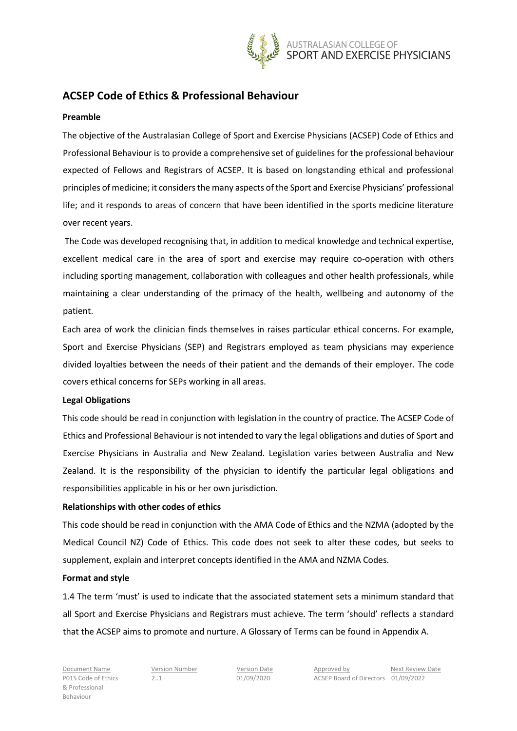# ACSEP Code of Ethics & Professional Behaviour

**Preamble**

The objective of the Australasian College of Sport and Exercise Physicians (ACSEP) Code of Ethics and Professional Behaviour is to provide a comprehensive set of guidelines for the professional behaviour expected of Fellows and Registrars of ACSEP. It is based on longstanding ethical and professional principles of medicine; it considers the many aspects of the Sport and Exercise Physicians' professional life; and it responds to areas of concern that have been identified in the sports medicine literature over recent years.

The Code was developed recognising that, in addition to medical knowledge and technical expertise, excellent medical care in the area of sport and exercise may require co-operation with others including sporting management, collaboration with colleagues and other health professionals, while maintaining a clear understanding of the primacy of the health, wellbeing and autonomy of the patient.

Each area of work the clinician finds themselves in raises particular ethical concerns. For example, Sport and Exercise Physicians (SEP) and Registrars employed as team physicians may experience divided loyalties between the needs of their patient and the demands of their employer. The code covers ethical concerns for SEPs working in all areas.

**Legal Obligations**

This code should be read in conjunction with legislation in the country of practice. The ACSEP Code of Ethics and Professional Behaviour is not intended to vary the legal obligations and duties of Sport and Exercise Physicians in Australia and New Zealand. Legislation varies between Australia and New Zealand. It is the responsibility of the physician to identify the particular legal obligations and responsibilities applicable in his or her own jurisdiction.

**Relationships with other codes of ethics**

This code should be read in conjunction with the AMA Code of Ethics and the NZMA (adopted by the Medical Council NZ) Code of Ethics. This code does not seek to alter these codes, but seeks to supplement, explain and interpret concepts identified in the AMA and NZMA Codes.

**Format and style**

1.4 The term 'must' is used to indicate that the associated statement sets a minimum standard that all Sport and Exercise Physicians and Registrars must achieve. The term 'should' reflects a standard that the ACSEP aims to promote and nurture. A Glossary of Terms can be found in Appendix A.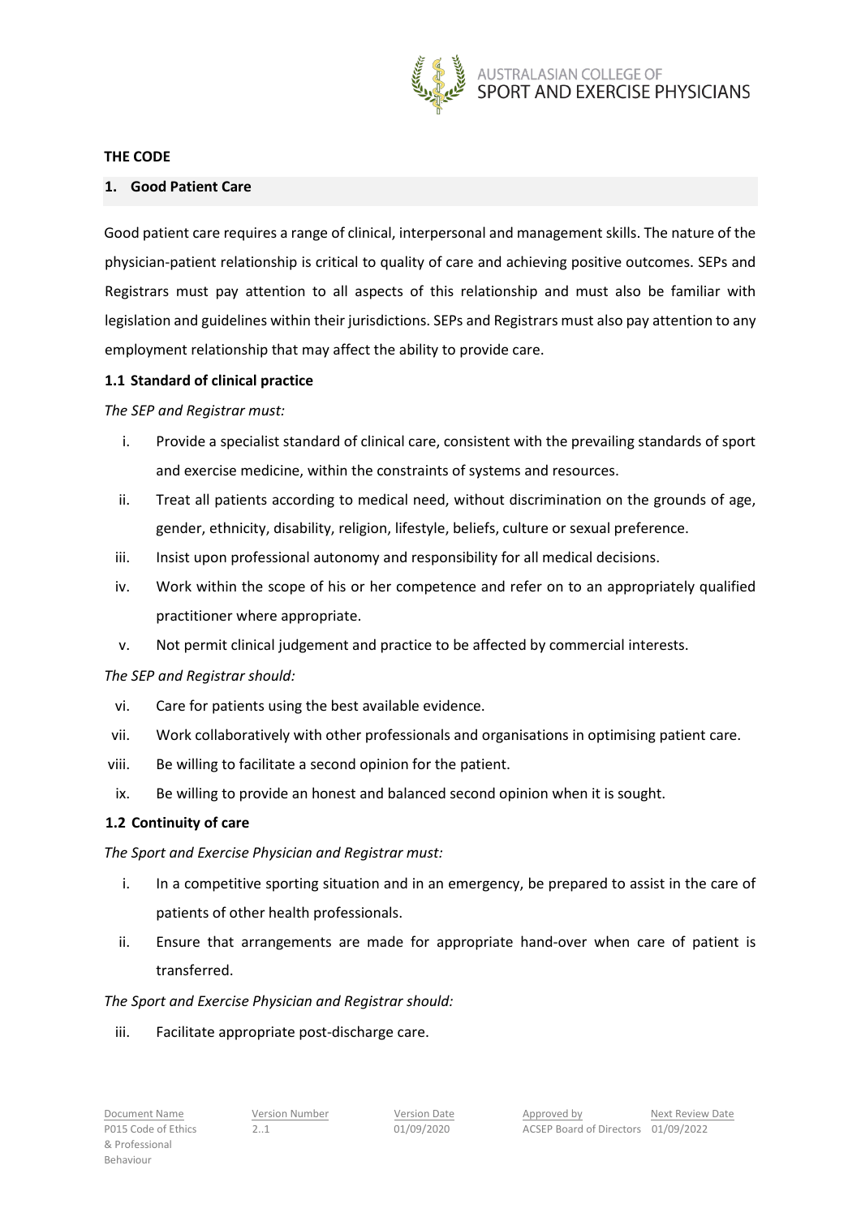**THE CODE**

## 1. Good Patient Care

Good patient care requires a range of clinical, interpersonal and management skills. The nature of the physician-patient relationship is critical to quality of care and achieving positive outcomes. SEPs and Registrars must pay attention to all aspects of this relationship and must also be familiar with legislation and guidelines within their jurisdictions. SEPs and Registrars must also pay attention to any employment relationship that may affect the ability to provide care.

### 1.1 Standard of clinical practice

*The SEP and Registrar must:*

i. Provide a specialist standard of clinical care, consistent with the prevailing standards of sport and exercise medicine, within the constraints of systems and resources.

ii. Treat all patients according to medical need, without discrimination on the grounds of age, gender, ethnicity, disability, religion, lifestyle, beliefs, culture or sexual preference.

iii. Insist upon professional autonomy and responsibility for all medical decisions.

iv. Work within the scope of his or her competence and refer on to an appropriately qualified practitioner where appropriate.

v. Not permit clinical judgement and practice to be affected by commercial interests.

*The SEP and Registrar should:*

vi. Care for patients using the best available evidence.

vii. Work collaboratively with other professionals and organisations in optimising patient care.

viii. Be willing to facilitate a second opinion for the patient.

ix. Be willing to provide an honest and balanced second opinion when it is sought.

### 1.2 Continuity of care

*The Sport and Exercise Physician and Registrar must:*

i. In a competitive sporting situation and in an emergency, be prepared to assist in the care of patients of other health professionals.

ii. Ensure that arrangements are made for appropriate hand-over when care of patient is transferred.

*The Sport and Exercise Physician and Registrar should:*

iii. Facilitate appropriate post-discharge care.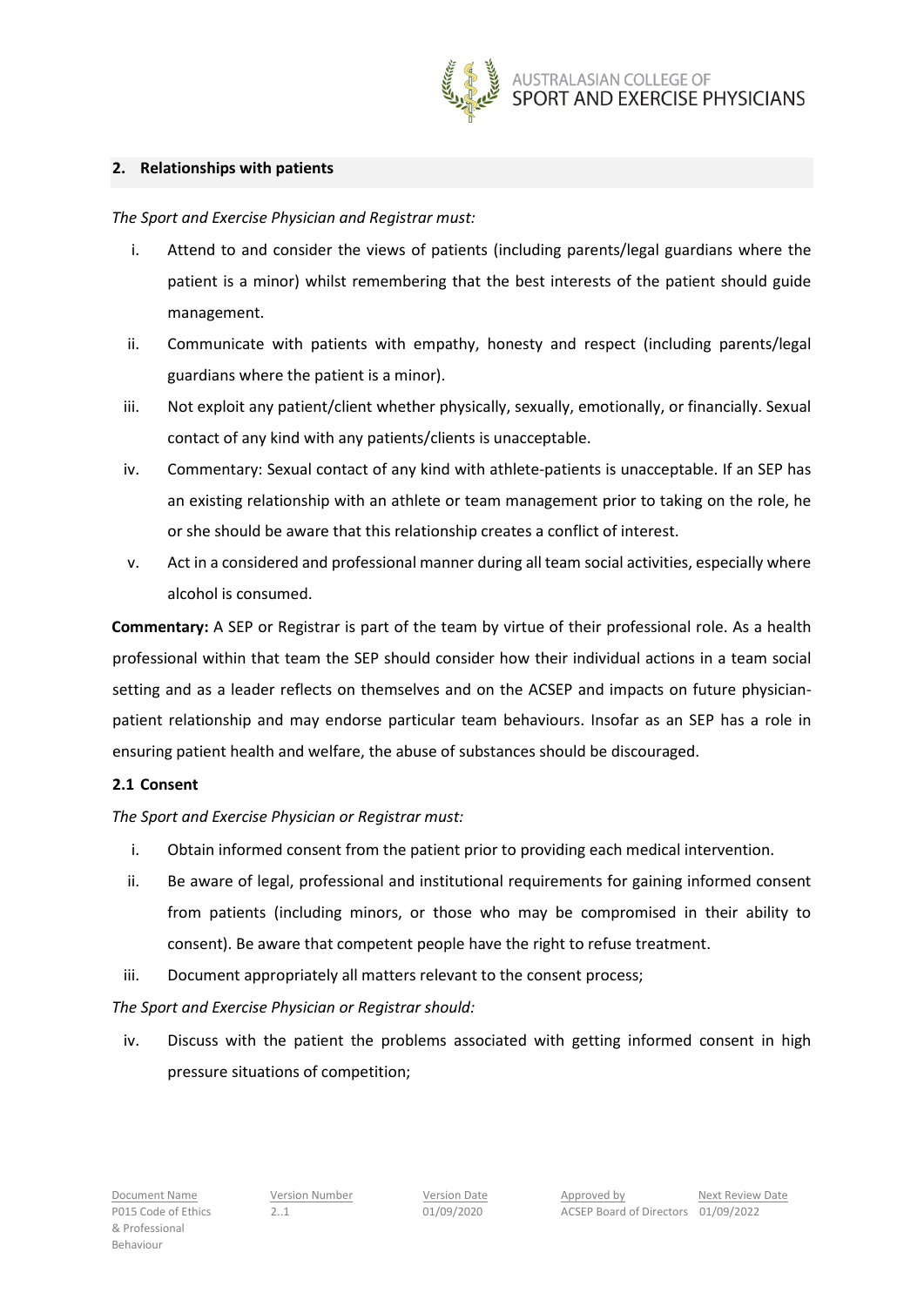## 2. Relationships with patients

*The Sport and Exercise Physician and Registrar must:*

i. Attend to and consider the views of patients (including parents/legal guardians where the patient is a minor) whilst remembering that the best interests of the patient should guide management.

ii. Communicate with patients with empathy, honesty and respect (including parents/legal guardians where the patient is a minor).

iii. Not exploit any patient/client whether physically, sexually, emotionally, or financially. Sexual contact of any kind with any patients/clients is unacceptable.

iv. Commentary: Sexual contact of any kind with athlete-patients is unacceptable. If an SEP has an existing relationship with an athlete or team management prior to taking on the role, he or she should be aware that this relationship creates a conflict of interest.

v. Act in a considered and professional manner during all team social activities, especially where alcohol is consumed.

**Commentary:** A SEP or Registrar is part of the team by virtue of their professional role. As a health professional within that team the SEP should consider how their individual actions in a team social setting and as a leader reflects on themselves and on the ACSEP and impacts on future physician-patient relationship and may endorse particular team behaviours. Insofar as an SEP has a role in ensuring patient health and welfare, the abuse of substances should be discouraged.

### 2.1 Consent

*The Sport and Exercise Physician or Registrar must:*

i. Obtain informed consent from the patient prior to providing each medical intervention.

ii. Be aware of legal, professional and institutional requirements for gaining informed consent from patients (including minors, or those who may be compromised in their ability to consent). Be aware that competent people have the right to refuse treatment.

iii. Document appropriately all matters relevant to the consent process;

*The Sport and Exercise Physician or Registrar should:*

iv. Discuss with the patient the problems associated with getting informed consent in high pressure situations of competition;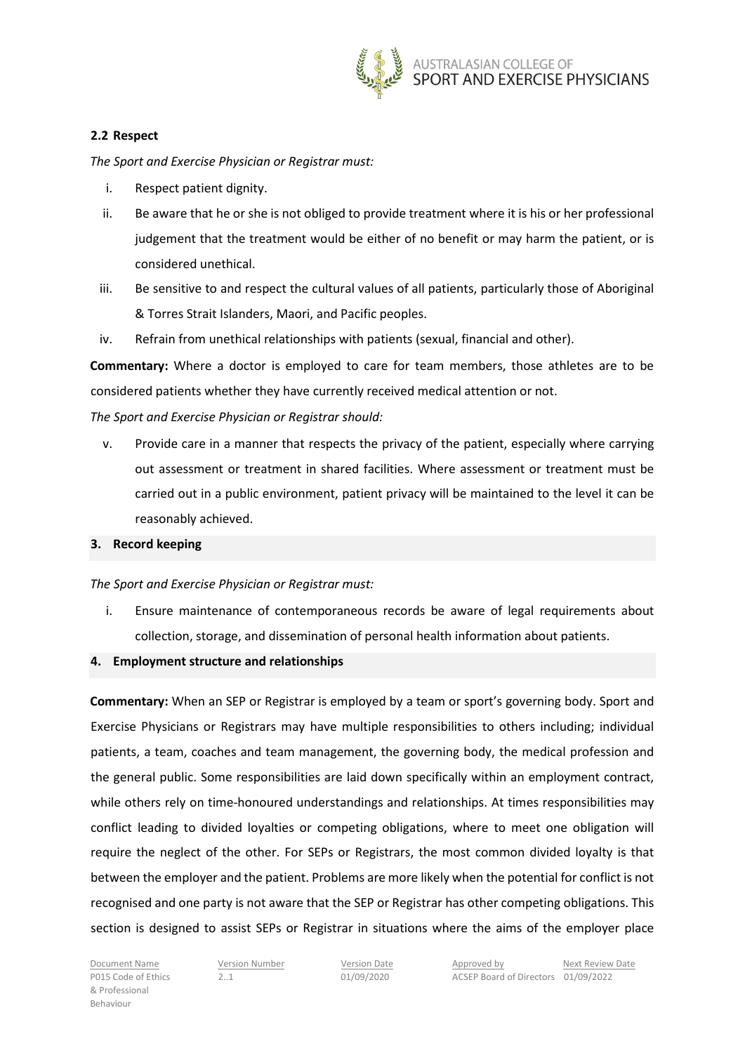### 2.2 Respect

*The Sport and Exercise Physician or Registrar must:*

i. Respect patient dignity.

ii. Be aware that he or she is not obliged to provide treatment where it is his or her professional judgement that the treatment would be either of no benefit or may harm the patient, or is considered unethical.

iii. Be sensitive to and respect the cultural values of all patients, particularly those of Aboriginal & Torres Strait Islanders, Maori, and Pacific peoples.

iv. Refrain from unethical relationships with patients (sexual, financial and other).

**Commentary:** Where a doctor is employed to care for team members, those athletes are to be considered patients whether they have currently received medical attention or not.

*The Sport and Exercise Physician or Registrar should:*

v. Provide care in a manner that respects the privacy of the patient, especially where carrying out assessment or treatment in shared facilities. Where assessment or treatment must be carried out in a public environment, patient privacy will be maintained to the level it can be reasonably achieved.

## 3. Record keeping

*The Sport and Exercise Physician or Registrar must:*

i. Ensure maintenance of contemporaneous records be aware of legal requirements about collection, storage, and dissemination of personal health information about patients.

## 4. Employment structure and relationships

**Commentary:** When an SEP or Registrar is employed by a team or sport's governing body. Sport and Exercise Physicians or Registrars may have multiple responsibilities to others including; individual patients, a team, coaches and team management, the governing body, the medical profession and the general public. Some responsibilities are laid down specifically within an employment contract, while others rely on time-honoured understandings and relationships. At times responsibilities may conflict leading to divided loyalties or competing obligations, where to meet one obligation will require the neglect of the other. For SEPs or Registrars, the most common divided loyalty is that between the employer and the patient. Problems are more likely when the potential for conflict is not recognised and one party is not aware that the SEP or Registrar has other competing obligations. This section is designed to assist SEPs or Registrar in situations where the aims of the employer place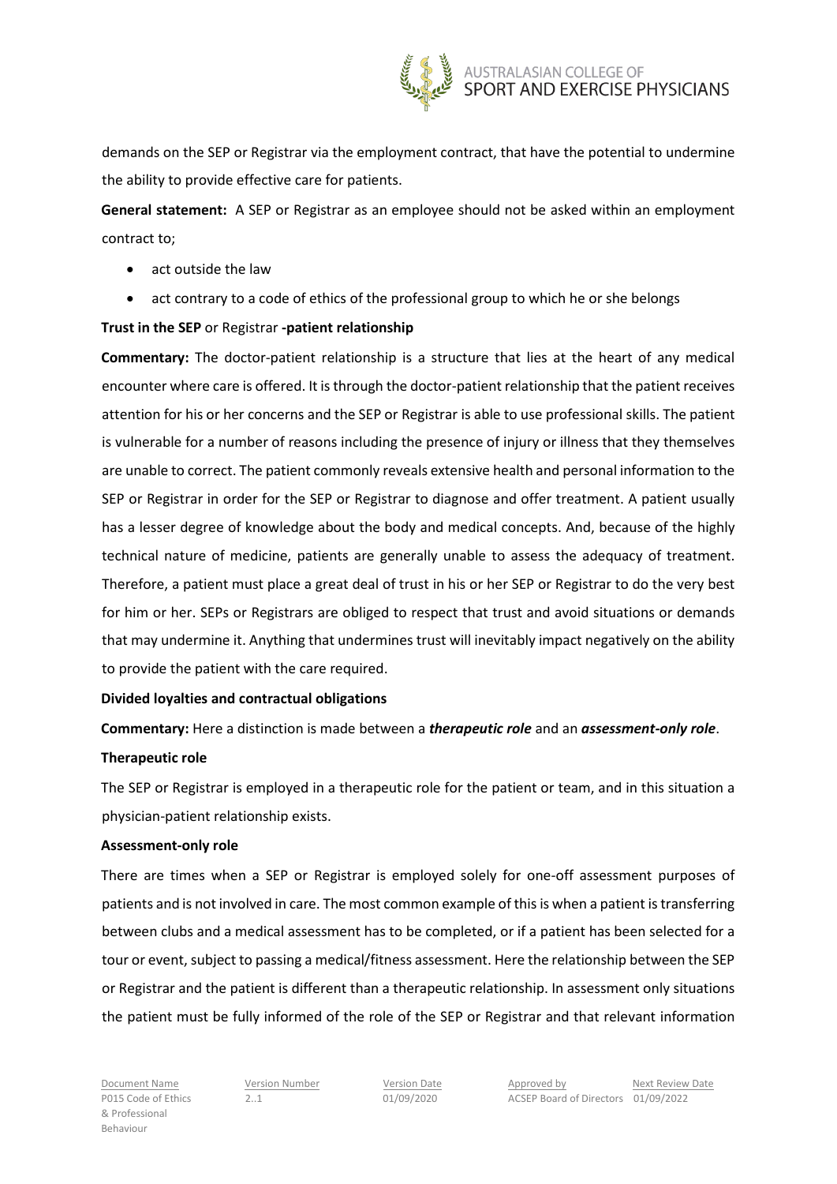demands on the SEP or Registrar via the employment contract, that have the potential to undermine the ability to provide effective care for patients.

**General statement:** A SEP or Registrar as an employee should not be asked within an employment contract to;

- act outside the law
- act contrary to a code of ethics of the professional group to which he or she belongs

**Trust in the SEP** or Registrar **-patient relationship**

**Commentary:** The doctor-patient relationship is a structure that lies at the heart of any medical encounter where care is offered. It is through the doctor-patient relationship that the patient receives attention for his or her concerns and the SEP or Registrar is able to use professional skills. The patient is vulnerable for a number of reasons including the presence of injury or illness that they themselves are unable to correct. The patient commonly reveals extensive health and personal information to the SEP or Registrar in order for the SEP or Registrar to diagnose and offer treatment. A patient usually has a lesser degree of knowledge about the body and medical concepts. And, because of the highly technical nature of medicine, patients are generally unable to assess the adequacy of treatment. Therefore, a patient must place a great deal of trust in his or her SEP or Registrar to do the very best for him or her. SEPs or Registrars are obliged to respect that trust and avoid situations or demands that may undermine it. Anything that undermines trust will inevitably impact negatively on the ability to provide the patient with the care required.

**Divided loyalties and contractual obligations**

**Commentary:** Here a distinction is made between a ***therapeutic role*** and an ***assessment-only role***.

**Therapeutic role**

The SEP or Registrar is employed in a therapeutic role for the patient or team, and in this situation a physician-patient relationship exists.

**Assessment-only role**

There are times when a SEP or Registrar is employed solely for one-off assessment purposes of patients and is not involved in care. The most common example of this is when a patient is transferring between clubs and a medical assessment has to be completed, or if a patient has been selected for a tour or event, subject to passing a medical/fitness assessment. Here the relationship between the SEP or Registrar and the patient is different than a therapeutic relationship. In assessment only situations the patient must be fully informed of the role of the SEP or Registrar and that relevant information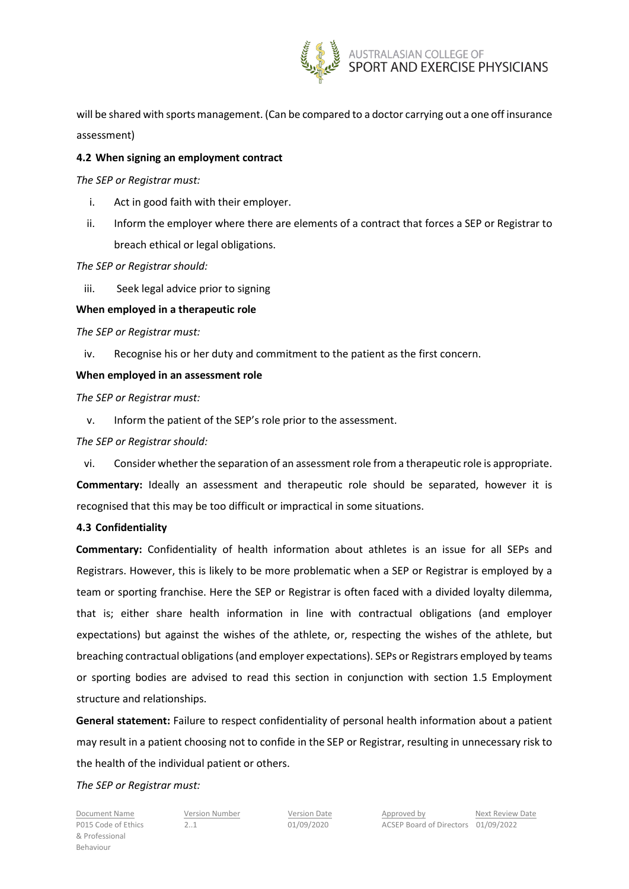will be shared with sports management. (Can be compared to a doctor carrying out a one off insurance assessment)

### 4.2 When signing an employment contract

*The SEP or Registrar must:*

i. Act in good faith with their employer.

ii. Inform the employer where there are elements of a contract that forces a SEP or Registrar to breach ethical or legal obligations.

*The SEP or Registrar should:*

iii. Seek legal advice prior to signing

**When employed in a therapeutic role**

*The SEP or Registrar must:*

iv. Recognise his or her duty and commitment to the patient as the first concern.

**When employed in an assessment role**

*The SEP or Registrar must:*

v. Inform the patient of the SEP's role prior to the assessment.

*The SEP or Registrar should:*

vi. Consider whether the separation of an assessment role from a therapeutic role is appropriate.

**Commentary:** Ideally an assessment and therapeutic role should be separated, however it is recognised that this may be too difficult or impractical in some situations.

### 4.3 Confidentiality

**Commentary:** Confidentiality of health information about athletes is an issue for all SEPs and Registrars. However, this is likely to be more problematic when a SEP or Registrar is employed by a team or sporting franchise. Here the SEP or Registrar is often faced with a divided loyalty dilemma, that is; either share health information in line with contractual obligations (and employer expectations) but against the wishes of the athlete, or, respecting the wishes of the athlete, but breaching contractual obligations (and employer expectations). SEPs or Registrars employed by teams or sporting bodies are advised to read this section in conjunction with section 1.5 Employment structure and relationships.

**General statement:** Failure to respect confidentiality of personal health information about a patient may result in a patient choosing not to confide in the SEP or Registrar, resulting in unnecessary risk to the health of the individual patient or others.

*The SEP or Registrar must:*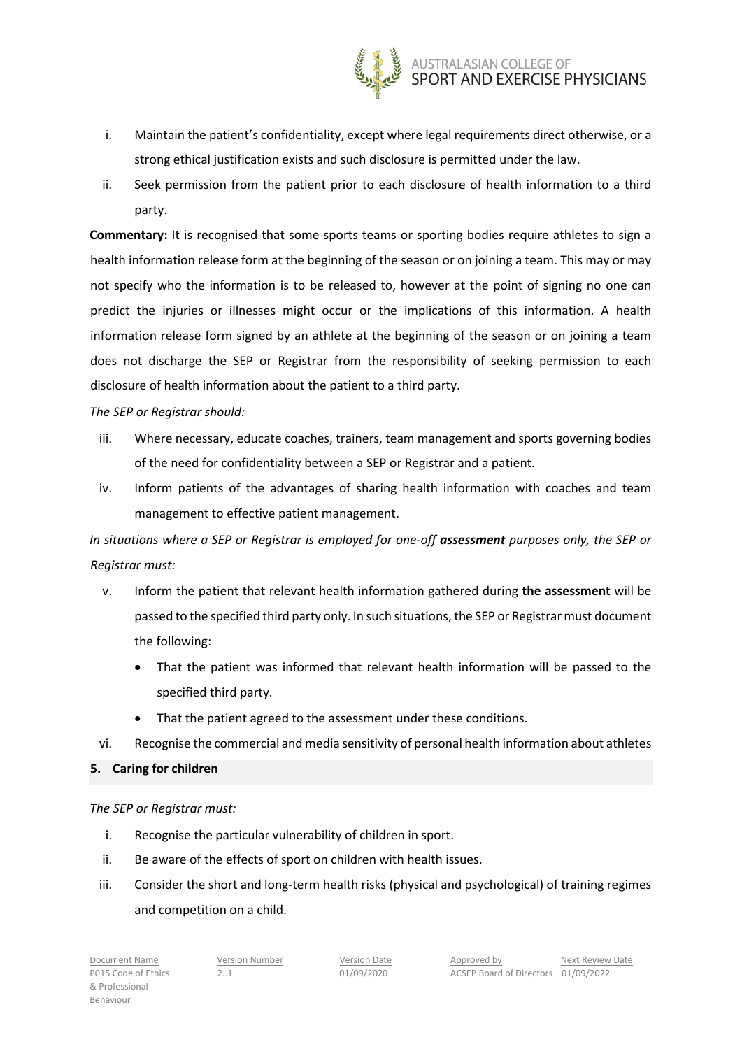i. Maintain the patient's confidentiality, except where legal requirements direct otherwise, or a strong ethical justification exists and such disclosure is permitted under the law.
ii. Seek permission from the patient prior to each disclosure of health information to a third party.

**Commentary:** It is recognised that some sports teams or sporting bodies require athletes to sign a health information release form at the beginning of the season or on joining a team. This may or may not specify who the information is to be released to, however at the point of signing no one can predict the injuries or illnesses might occur or the implications of this information. A health information release form signed by an athlete at the beginning of the season or on joining a team does not discharge the SEP or Registrar from the responsibility of seeking permission to each disclosure of health information about the patient to a third party.

*The SEP or Registrar should:*

iii. Where necessary, educate coaches, trainers, team management and sports governing bodies of the need for confidentiality between a SEP or Registrar and a patient.
iv. Inform patients of the advantages of sharing health information with coaches and team management to effective patient management.

*In situations where a SEP or Registrar is employed for one-off* ***assessment*** *purposes only, the SEP or Registrar must:*

v. Inform the patient that relevant health information gathered during **the assessment** will be passed to the specified third party only. In such situations, the SEP or Registrar must document the following:
   - That the patient was informed that relevant health information will be passed to the specified third party.
   - That the patient agreed to the assessment under these conditions.
vi. Recognise the commercial and media sensitivity of personal health information about athletes

## 5. Caring for children

*The SEP or Registrar must:*

i. Recognise the particular vulnerability of children in sport.
ii. Be aware of the effects of sport on children with health issues.
iii. Consider the short and long-term health risks (physical and psychological) of training regimes and competition on a child.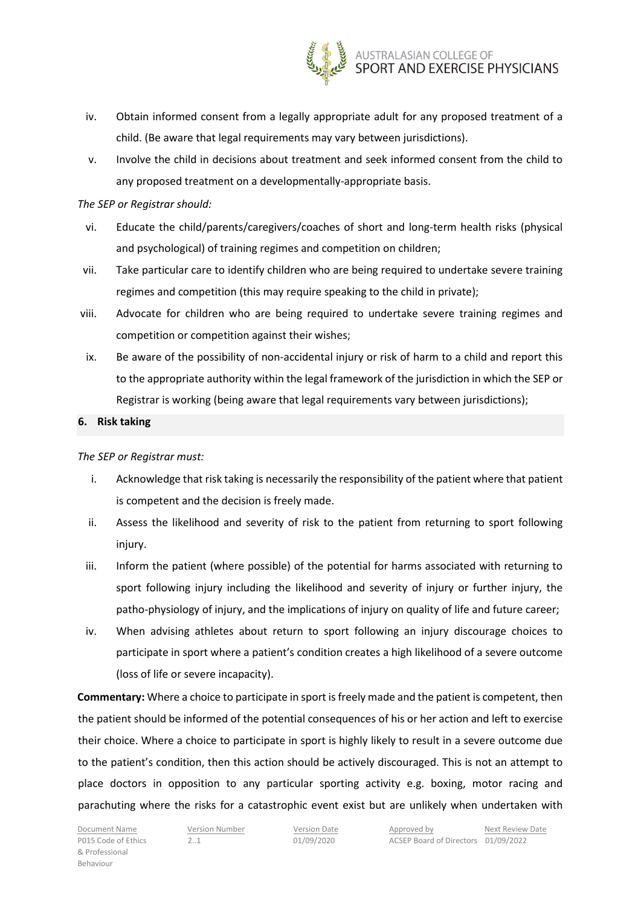iv. Obtain informed consent from a legally appropriate adult for any proposed treatment of a child. (Be aware that legal requirements may vary between jurisdictions).

v. Involve the child in decisions about treatment and seek informed consent from the child to any proposed treatment on a developmentally-appropriate basis.

*The SEP or Registrar should:*

vi. Educate the child/parents/caregivers/coaches of short and long-term health risks (physical and psychological) of training regimes and competition on children;

vii. Take particular care to identify children who are being required to undertake severe training regimes and competition (this may require speaking to the child in private);

viii. Advocate for children who are being required to undertake severe training regimes and competition or competition against their wishes;

ix. Be aware of the possibility of non-accidental injury or risk of harm to a child and report this to the appropriate authority within the legal framework of the jurisdiction in which the SEP or Registrar is working (being aware that legal requirements vary between jurisdictions);

## 6. Risk taking

*The SEP or Registrar must:*

i. Acknowledge that risk taking is necessarily the responsibility of the patient where that patient is competent and the decision is freely made.

ii. Assess the likelihood and severity of risk to the patient from returning to sport following injury.

iii. Inform the patient (where possible) of the potential for harms associated with returning to sport following injury including the likelihood and severity of injury or further injury, the patho-physiology of injury, and the implications of injury on quality of life and future career;

iv. When advising athletes about return to sport following an injury discourage choices to participate in sport where a patient's condition creates a high likelihood of a severe outcome (loss of life or severe incapacity).

**Commentary:** Where a choice to participate in sport is freely made and the patient is competent, then the patient should be informed of the potential consequences of his or her action and left to exercise their choice. Where a choice to participate in sport is highly likely to result in a severe outcome due to the patient's condition, then this action should be actively discouraged. This is not an attempt to place doctors in opposition to any particular sporting activity e.g. boxing, motor racing and parachuting where the risks for a catastrophic event exist but are unlikely when undertaken with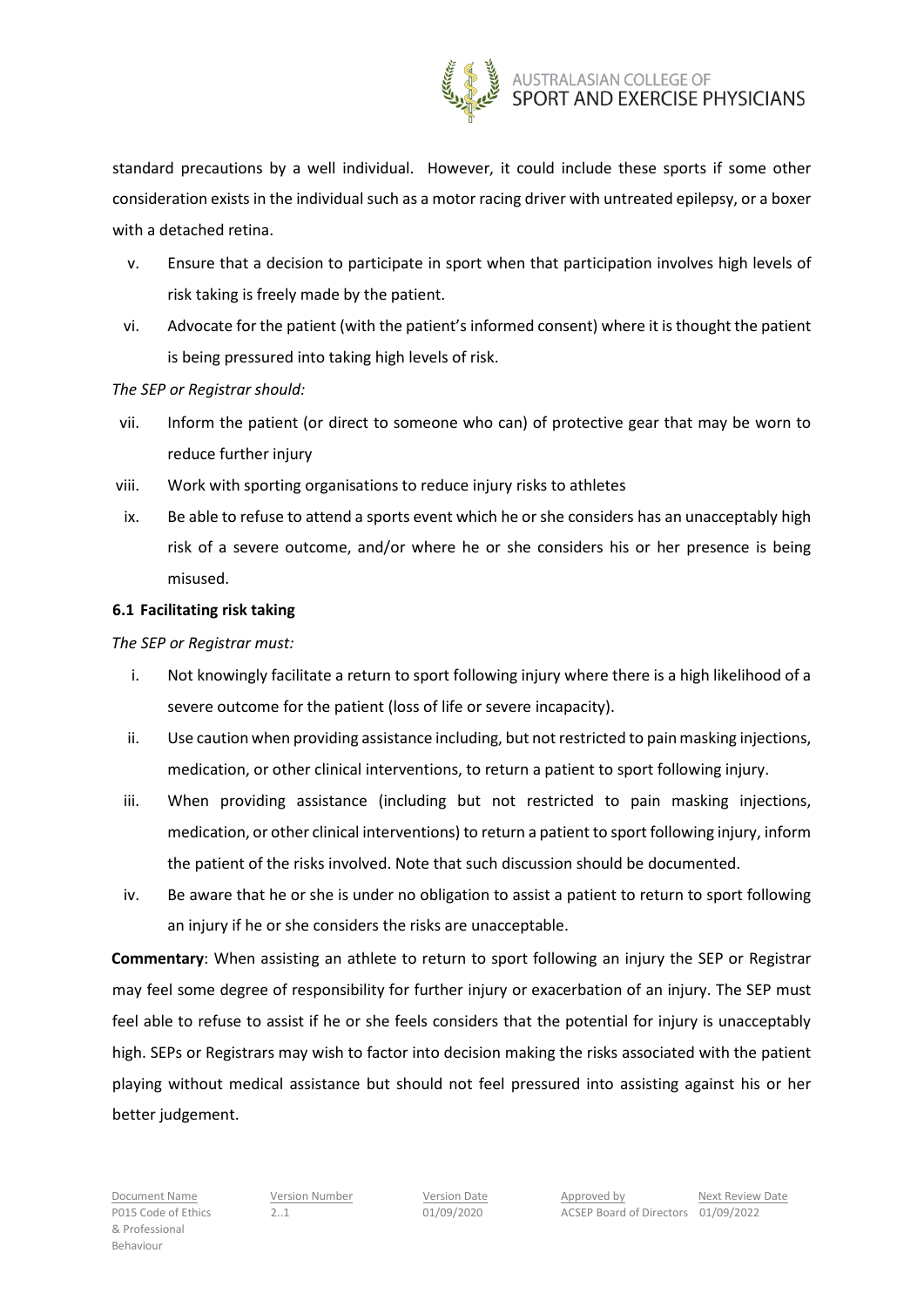standard precautions by a well individual. However, it could include these sports if some other consideration exists in the individual such as a motor racing driver with untreated epilepsy, or a boxer with a detached retina.

v. Ensure that a decision to participate in sport when that participation involves high levels of risk taking is freely made by the patient.

vi. Advocate for the patient (with the patient's informed consent) where it is thought the patient is being pressured into taking high levels of risk.

*The SEP or Registrar should:*

vii. Inform the patient (or direct to someone who can) of protective gear that may be worn to reduce further injury

viii. Work with sporting organisations to reduce injury risks to athletes

ix. Be able to refuse to attend a sports event which he or she considers has an unacceptably high risk of a severe outcome, and/or where he or she considers his or her presence is being misused.

### 6.1 Facilitating risk taking

*The SEP or Registrar must:*

i. Not knowingly facilitate a return to sport following injury where there is a high likelihood of a severe outcome for the patient (loss of life or severe incapacity).

ii. Use caution when providing assistance including, but not restricted to pain masking injections, medication, or other clinical interventions, to return a patient to sport following injury.

iii. When providing assistance (including but not restricted to pain masking injections, medication, or other clinical interventions) to return a patient to sport following injury, inform the patient of the risks involved. Note that such discussion should be documented.

iv. Be aware that he or she is under no obligation to assist a patient to return to sport following an injury if he or she considers the risks are unacceptable.

**Commentary**: When assisting an athlete to return to sport following an injury the SEP or Registrar may feel some degree of responsibility for further injury or exacerbation of an injury. The SEP must feel able to refuse to assist if he or she feels considers that the potential for injury is unacceptably high. SEPs or Registrars may wish to factor into decision making the risks associated with the patient playing without medical assistance but should not feel pressured into assisting against his or her better judgement.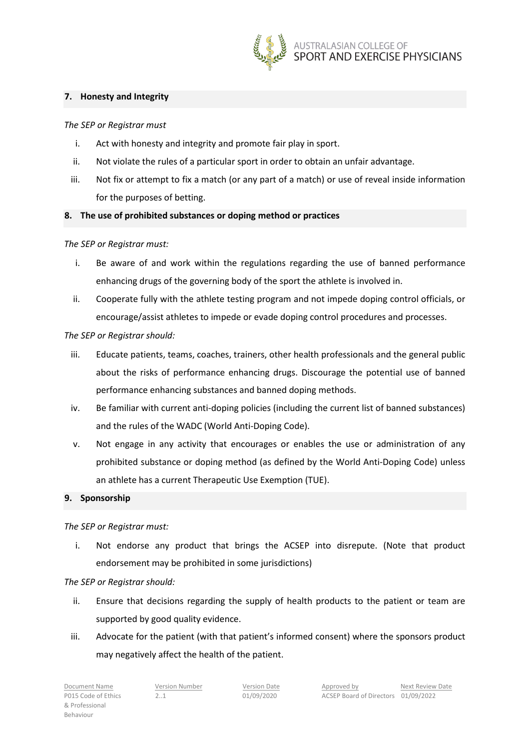## 7. Honesty and Integrity

*The SEP or Registrar must*

i. Act with honesty and integrity and promote fair play in sport.
ii. Not violate the rules of a particular sport in order to obtain an unfair advantage.
iii. Not fix or attempt to fix a match (or any part of a match) or use of reveal inside information for the purposes of betting.

## 8. The use of prohibited substances or doping method or practices

*The SEP or Registrar must:*

i. Be aware of and work within the regulations regarding the use of banned performance enhancing drugs of the governing body of the sport the athlete is involved in.
ii. Cooperate fully with the athlete testing program and not impede doping control officials, or encourage/assist athletes to impede or evade doping control procedures and processes.

*The SEP or Registrar should:*

iii. Educate patients, teams, coaches, trainers, other health professionals and the general public about the risks of performance enhancing drugs. Discourage the potential use of banned performance enhancing substances and banned doping methods.
iv. Be familiar with current anti-doping policies (including the current list of banned substances) and the rules of the WADC (World Anti-Doping Code).
v. Not engage in any activity that encourages or enables the use or administration of any prohibited substance or doping method (as defined by the World Anti-Doping Code) unless an athlete has a current Therapeutic Use Exemption (TUE).

## 9. Sponsorship

*The SEP or Registrar must:*

i. Not endorse any product that brings the ACSEP into disrepute. (Note that product endorsement may be prohibited in some jurisdictions)

*The SEP or Registrar should:*

ii. Ensure that decisions regarding the supply of health products to the patient or team are supported by good quality evidence.
iii. Advocate for the patient (with that patient's informed consent) where the sponsors product may negatively affect the health of the patient.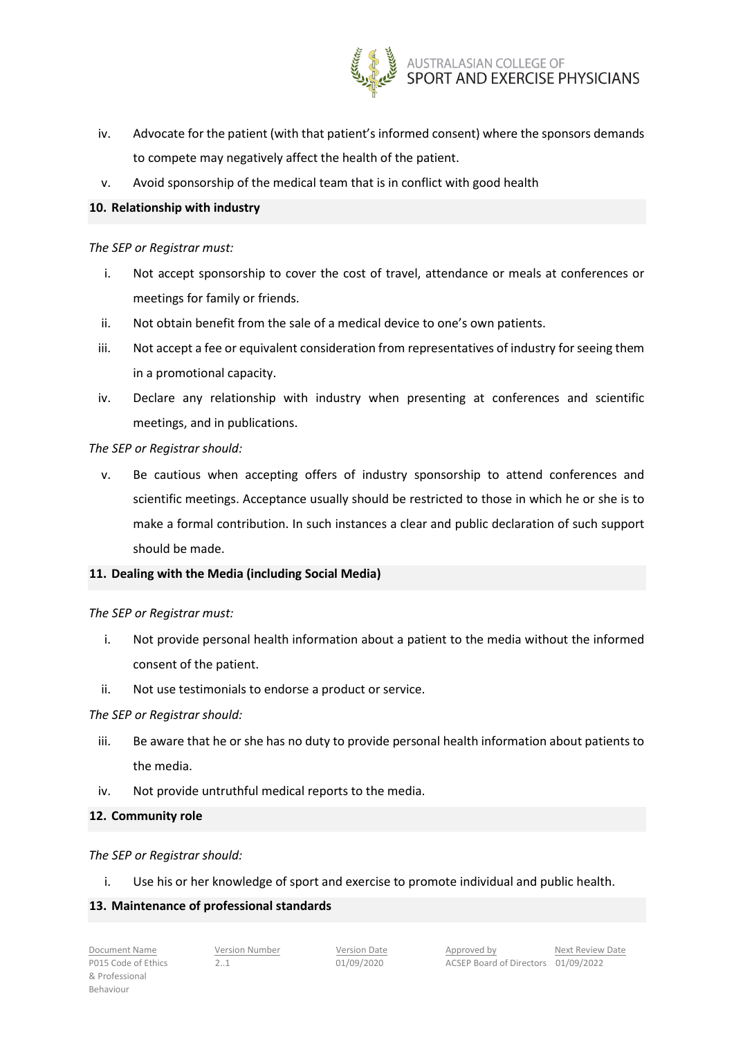iv. Advocate for the patient (with that patient's informed consent) where the sponsors demands to compete may negatively affect the health of the patient.
v. Avoid sponsorship of the medical team that is in conflict with good health

## 10. Relationship with industry

*The SEP or Registrar must:*

i. Not accept sponsorship to cover the cost of travel, attendance or meals at conferences or meetings for family or friends.
ii. Not obtain benefit from the sale of a medical device to one's own patients.
iii. Not accept a fee or equivalent consideration from representatives of industry for seeing them in a promotional capacity.
iv. Declare any relationship with industry when presenting at conferences and scientific meetings, and in publications.

*The SEP or Registrar should:*

v. Be cautious when accepting offers of industry sponsorship to attend conferences and scientific meetings. Acceptance usually should be restricted to those in which he or she is to make a formal contribution. In such instances a clear and public declaration of such support should be made.

## 11. Dealing with the Media (including Social Media)

*The SEP or Registrar must:*

i. Not provide personal health information about a patient to the media without the informed consent of the patient.
ii. Not use testimonials to endorse a product or service.

*The SEP or Registrar should:*

iii. Be aware that he or she has no duty to provide personal health information about patients to the media.
iv. Not provide untruthful medical reports to the media.

## 12. Community role

*The SEP or Registrar should:*

i. Use his or her knowledge of sport and exercise to promote individual and public health.

## 13. Maintenance of professional standards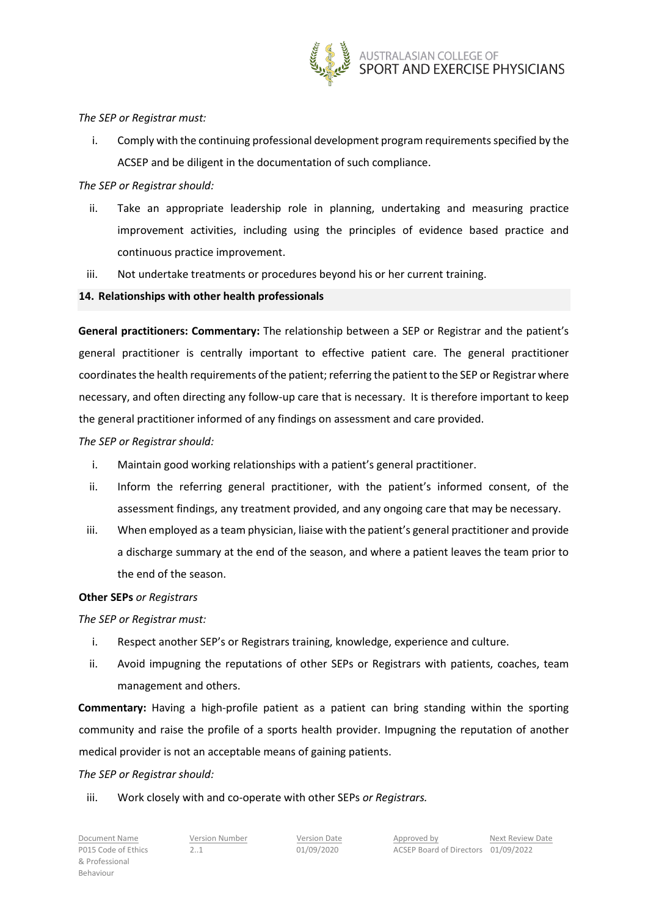*The SEP or Registrar must:*

i. Comply with the continuing professional development program requirements specified by the ACSEP and be diligent in the documentation of such compliance.

*The SEP or Registrar should:*

ii. Take an appropriate leadership role in planning, undertaking and measuring practice improvement activities, including using the principles of evidence based practice and continuous practice improvement.

iii. Not undertake treatments or procedures beyond his or her current training.

## 14. Relationships with other health professionals

**General practitioners: Commentary:** The relationship between a SEP or Registrar and the patient's general practitioner is centrally important to effective patient care. The general practitioner coordinates the health requirements of the patient; referring the patient to the SEP or Registrar where necessary, and often directing any follow-up care that is necessary. It is therefore important to keep the general practitioner informed of any findings on assessment and care provided.

*The SEP or Registrar should:*

i. Maintain good working relationships with a patient's general practitioner.

ii. Inform the referring general practitioner, with the patient's informed consent, of the assessment findings, any treatment provided, and any ongoing care that may be necessary.

iii. When employed as a team physician, liaise with the patient's general practitioner and provide a discharge summary at the end of the season, and where a patient leaves the team prior to the end of the season.

**Other SEPs** *or Registrars*

*The SEP or Registrar must:*

i. Respect another SEP's or Registrars training, knowledge, experience and culture.

ii. Avoid impugning the reputations of other SEPs or Registrars with patients, coaches, team management and others.

**Commentary:** Having a high-profile patient as a patient can bring standing within the sporting community and raise the profile of a sports health provider. Impugning the reputation of another medical provider is not an acceptable means of gaining patients.

*The SEP or Registrar should:*

iii. Work closely with and co-operate with other SEPs *or Registrars.*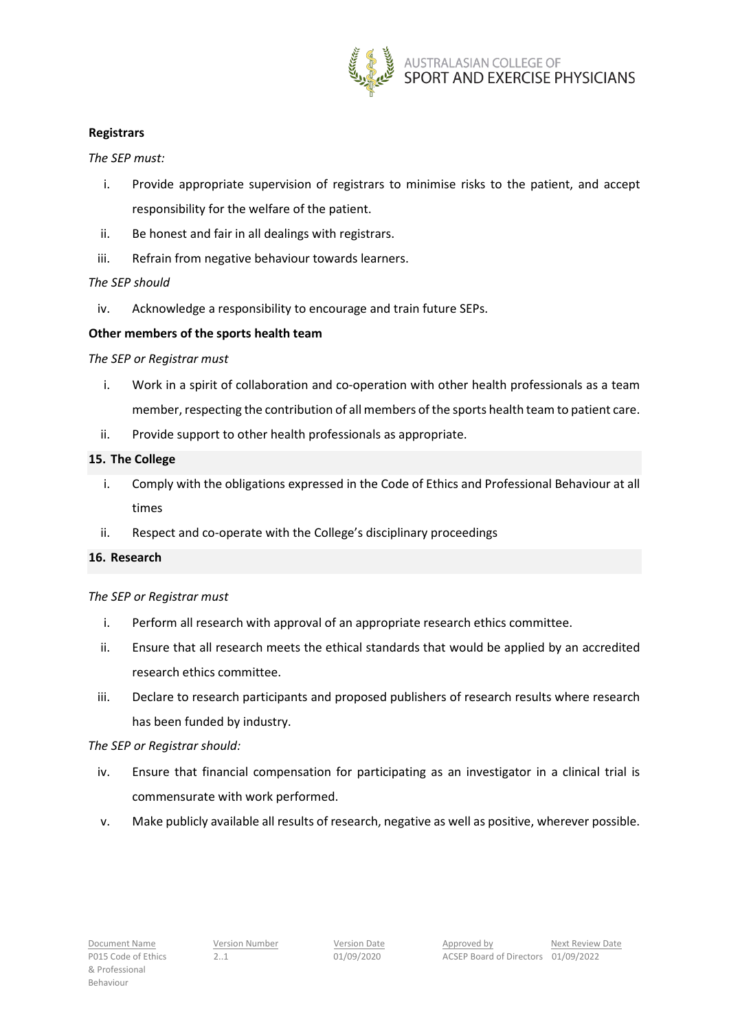**Registrars**

*The SEP must:*

i. Provide appropriate supervision of registrars to minimise risks to the patient, and accept responsibility for the welfare of the patient.

ii. Be honest and fair in all dealings with registrars.

iii. Refrain from negative behaviour towards learners.

*The SEP should*

iv. Acknowledge a responsibility to encourage and train future SEPs.

**Other members of the sports health team**

*The SEP or Registrar must*

i. Work in a spirit of collaboration and co-operation with other health professionals as a team member, respecting the contribution of all members of the sports health team to patient care.

ii. Provide support to other health professionals as appropriate.

## 15. The College

i. Comply with the obligations expressed in the Code of Ethics and Professional Behaviour at all times

ii. Respect and co-operate with the College's disciplinary proceedings

## 16. Research

*The SEP or Registrar must*

i. Perform all research with approval of an appropriate research ethics committee.

ii. Ensure that all research meets the ethical standards that would be applied by an accredited research ethics committee.

iii. Declare to research participants and proposed publishers of research results where research has been funded by industry.

*The SEP or Registrar should:*

iv. Ensure that financial compensation for participating as an investigator in a clinical trial is commensurate with work performed.

v. Make publicly available all results of research, negative as well as positive, wherever possible.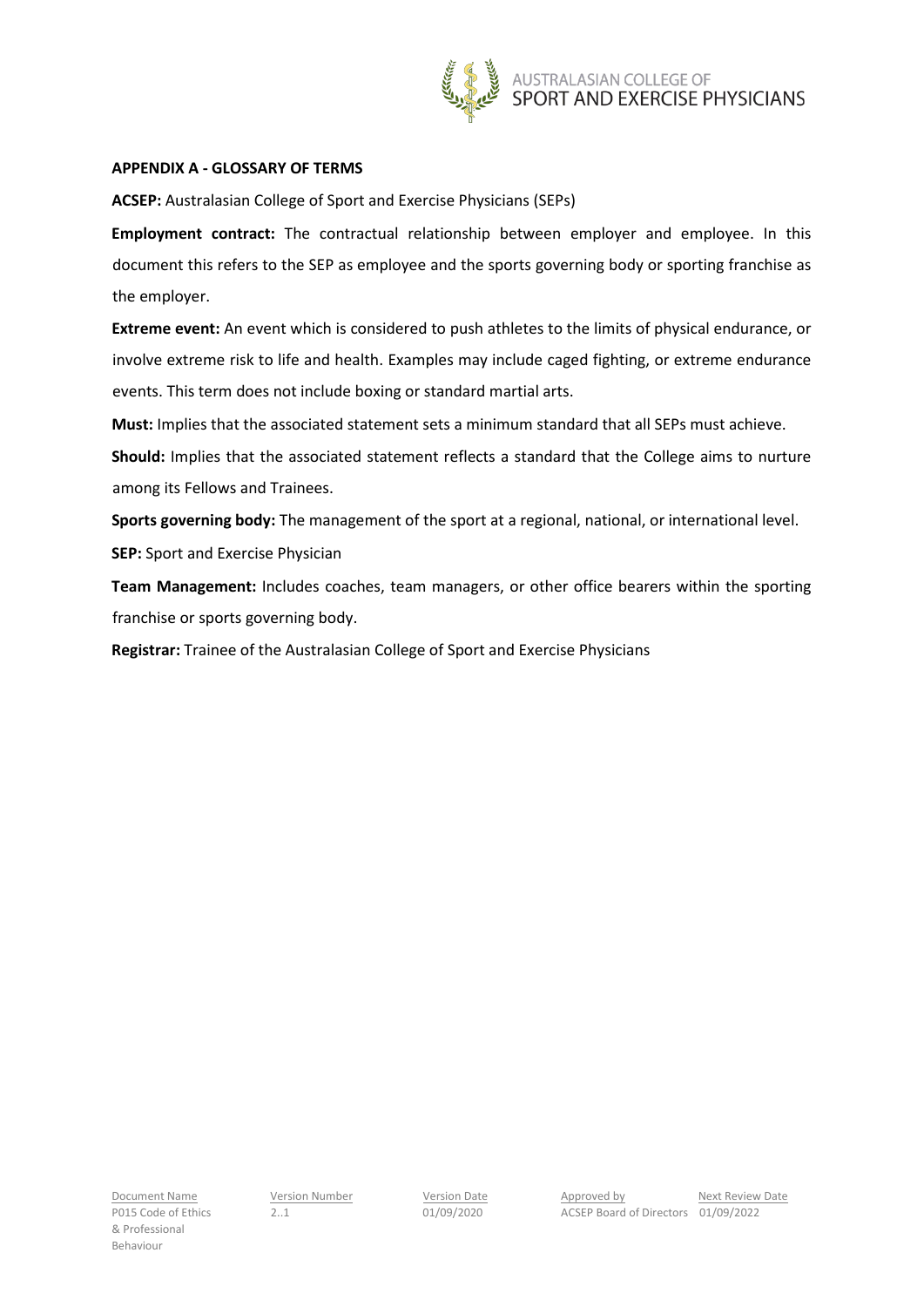**APPENDIX A - GLOSSARY OF TERMS**

**ACSEP:** Australasian College of Sport and Exercise Physicians (SEPs)

**Employment contract:** The contractual relationship between employer and employee. In this document this refers to the SEP as employee and the sports governing body or sporting franchise as the employer.

**Extreme event:** An event which is considered to push athletes to the limits of physical endurance, or involve extreme risk to life and health. Examples may include caged fighting, or extreme endurance events. This term does not include boxing or standard martial arts.

**Must:** Implies that the associated statement sets a minimum standard that all SEPs must achieve.

**Should:** Implies that the associated statement reflects a standard that the College aims to nurture among its Fellows and Trainees.

**Sports governing body:** The management of the sport at a regional, national, or international level.

**SEP:** Sport and Exercise Physician

**Team Management:** Includes coaches, team managers, or other office bearers within the sporting franchise or sports governing body.

**Registrar:** Trainee of the Australasian College of Sport and Exercise Physicians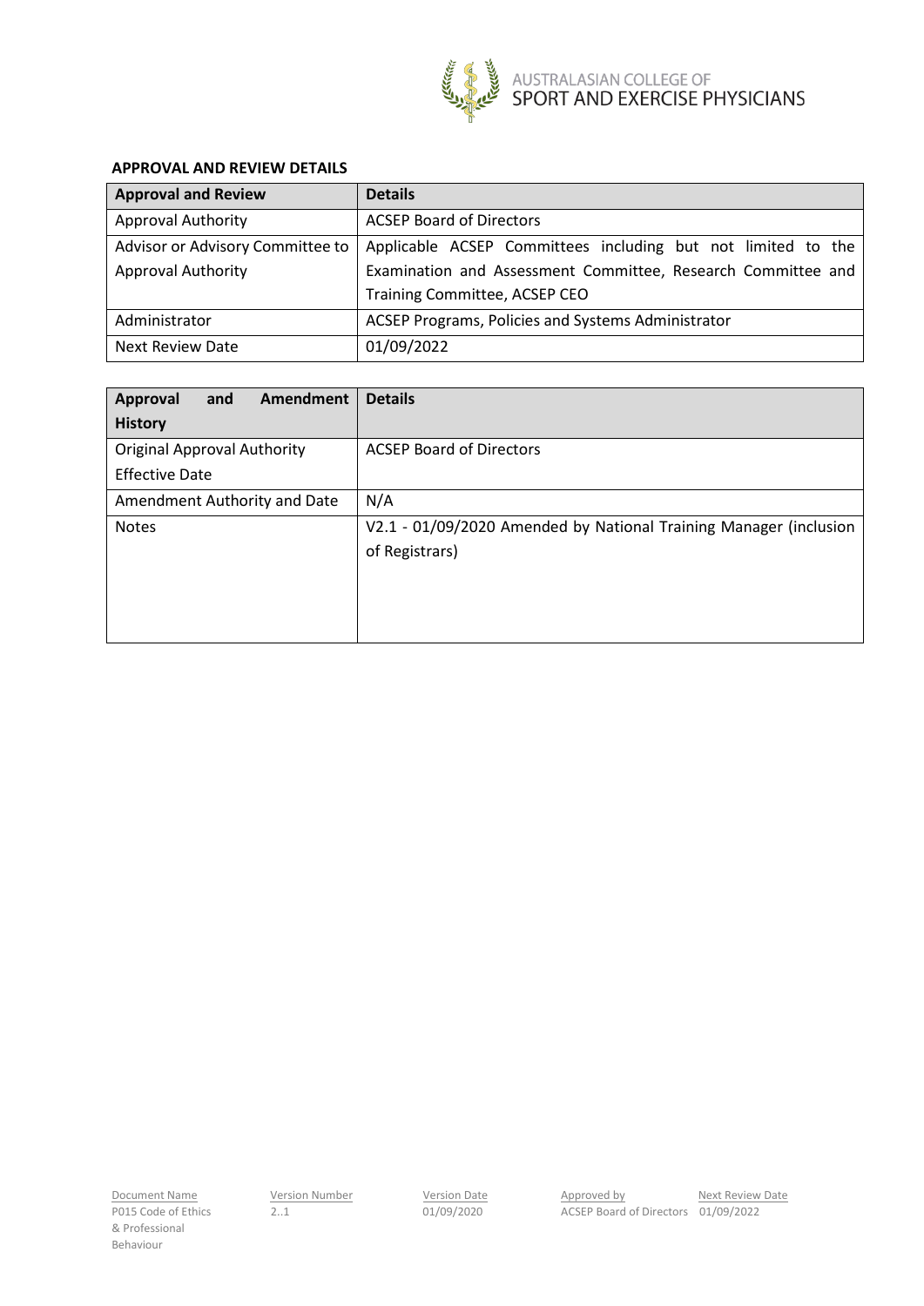**APPROVAL AND REVIEW DETAILS**

| Approval and Review | Details |
|---|---|
| Approval Authority | ACSEP Board of Directors |
| Advisor or Advisory Committee to Approval Authority | Applicable ACSEP Committees including but not limited to the Examination and Assessment Committee, Research Committee and Training Committee, ACSEP CEO |
| Administrator | ACSEP Programs, Policies and Systems Administrator |
| Next Review Date | 01/09/2022 |

| Approval and Amendment History | Details |
|---|---|
| Original Approval Authority Effective Date | ACSEP Board of Directors |
| Amendment Authority and Date | N/A |
| Notes | V2.1 - 01/09/2020 Amended by National Training Manager (inclusion of Registrars) |